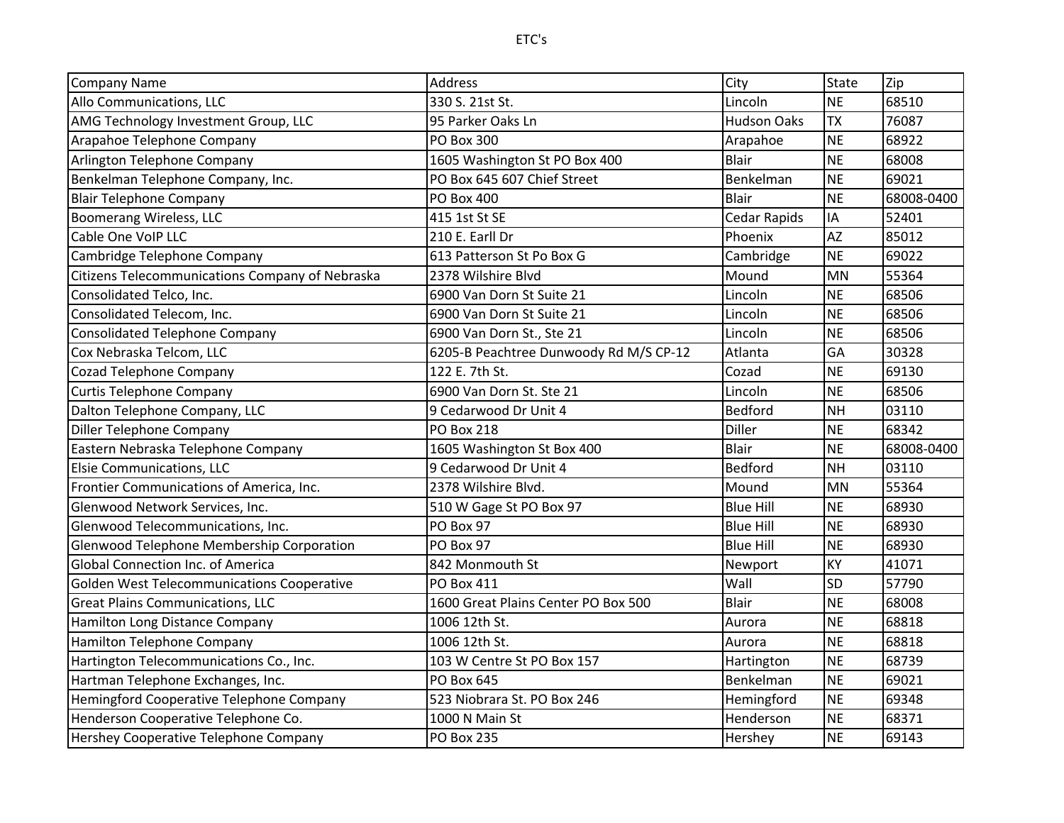# ETC's

| Company Name | Address | City | State | Zip |
| --- | --- | --- | --- | --- |
| Allo Communications, LLC | 330 S. 21st St. | Lincoln | NE | 68510 |
| AMG Technology Investment Group, LLC | 95 Parker Oaks Ln | Hudson Oaks | TX | 76087 |
| Arapahoe Telephone Company | PO Box 300 | Arapahoe | NE | 68922 |
| Arlington Telephone Company | 1605 Washington St PO Box 400 | Blair | NE | 68008 |
| Benkelman Telephone Company, Inc. | PO Box 645 607 Chief Street | Benkelman | NE | 69021 |
| Blair Telephone Company | PO Box 400 | Blair | NE | 68008-0400 |
| Boomerang Wireless, LLC | 415 1st St SE | Cedar Rapids | IA | 52401 |
| Cable One VoIP LLC | 210 E. Earll Dr | Phoenix | AZ | 85012 |
| Cambridge Telephone Company | 613 Patterson St Po Box G | Cambridge | NE | 69022 |
| Citizens Telecommunications Company of Nebraska | 2378 Wilshire Blvd | Mound | MN | 55364 |
| Consolidated Telco, Inc. | 6900 Van Dorn St Suite 21 | Lincoln | NE | 68506 |
| Consolidated Telecom, Inc. | 6900 Van Dorn St Suite 21 | Lincoln | NE | 68506 |
| Consolidated Telephone Company | 6900 Van Dorn St., Ste 21 | Lincoln | NE | 68506 |
| Cox Nebraska Telcom, LLC | 6205-B Peachtree Dunwoody Rd M/S CP-12 | Atlanta | GA | 30328 |
| Cozad Telephone Company | 122 E. 7th St. | Cozad | NE | 69130 |
| Curtis Telephone Company | 6900 Van Dorn St. Ste 21 | Lincoln | NE | 68506 |
| Dalton Telephone Company, LLC | 9 Cedarwood Dr Unit 4 | Bedford | NH | 03110 |
| Diller Telephone Company | PO Box 218 | Diller | NE | 68342 |
| Eastern Nebraska Telephone Company | 1605 Washington St Box 400 | Blair | NE | 68008-0400 |
| Elsie Communications, LLC | 9 Cedarwood Dr Unit 4 | Bedford | NH | 03110 |
| Frontier Communications of America, Inc. | 2378 Wilshire Blvd. | Mound | MN | 55364 |
| Glenwood Network Services, Inc. | 510 W Gage St PO Box 97 | Blue Hill | NE | 68930 |
| Glenwood Telecommunications, Inc. | PO Box 97 | Blue Hill | NE | 68930 |
| Glenwood Telephone Membership Corporation | PO Box 97 | Blue Hill | NE | 68930 |
| Global Connection Inc. of America | 842 Monmouth St | Newport | KY | 41071 |
| Golden West Telecommunications Cooperative | PO Box 411 | Wall | SD | 57790 |
| Great Plains Communications, LLC | 1600 Great Plains Center PO Box 500 | Blair | NE | 68008 |
| Hamilton Long Distance Company | 1006 12th St. | Aurora | NE | 68818 |
| Hamilton Telephone Company | 1006 12th St. | Aurora | NE | 68818 |
| Hartington Telecommunications Co., Inc. | 103 W Centre St PO Box 157 | Hartington | NE | 68739 |
| Hartman Telephone Exchanges, Inc. | PO Box 645 | Benkelman | NE | 69021 |
| Hemingford Cooperative Telephone Company | 523 Niobrara St. PO Box 246 | Hemingford | NE | 69348 |
| Henderson Cooperative Telephone Co. | 1000 N Main St | Henderson | NE | 68371 |
| Hershey Cooperative Telephone Company | PO Box 235 | Hershey | NE | 69143 |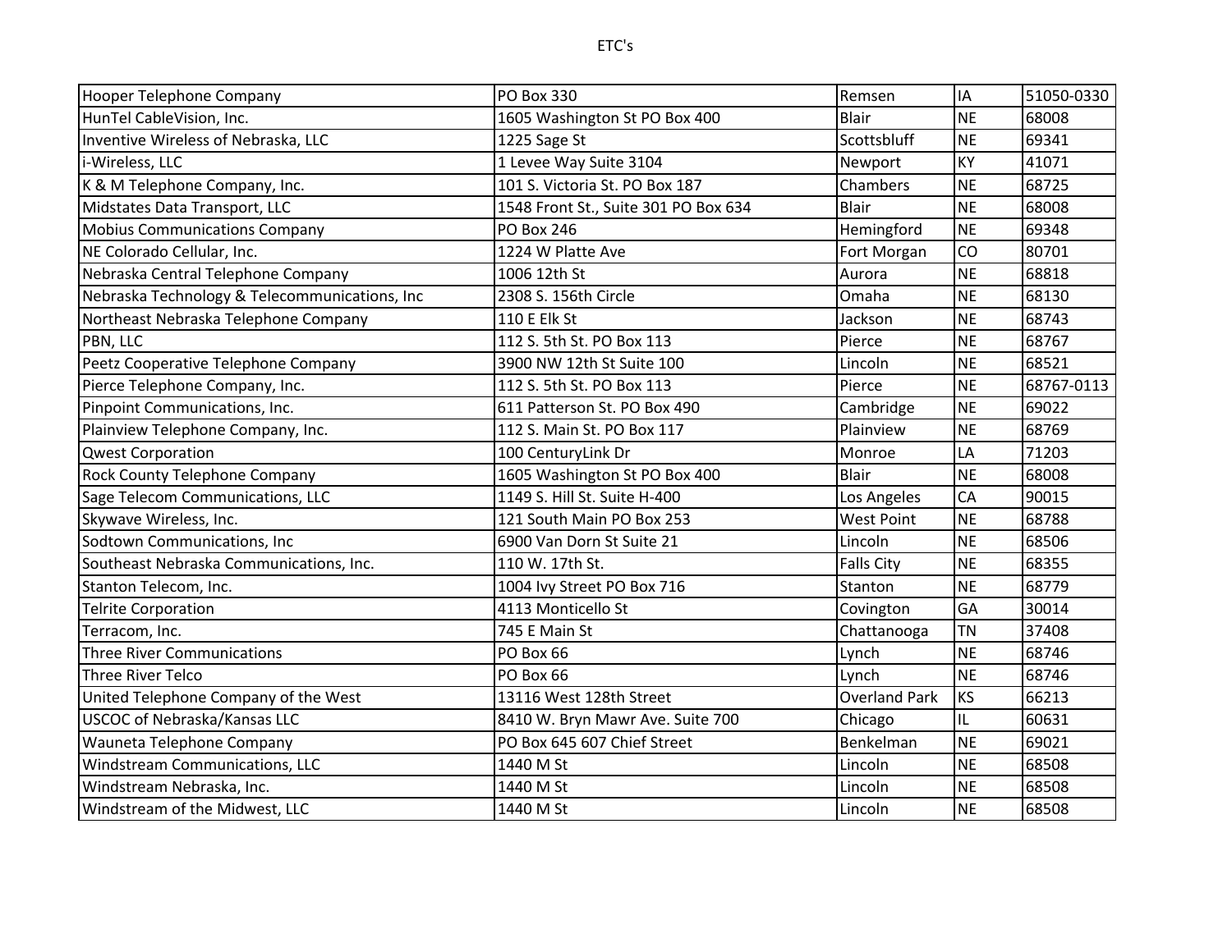| | | | | |
|---|---|---|---|---|
| Hooper Telephone Company | PO Box 330 | Remsen | IA | 51050-0330 |
| HunTel CableVision, Inc. | 1605 Washington St PO Box 400 | Blair | NE | 68008 |
| Inventive Wireless of Nebraska, LLC | 1225 Sage St | Scottsbluff | NE | 69341 |
| i-Wireless, LLC | 1 Levee Way Suite 3104 | Newport | KY | 41071 |
| K & M Telephone Company, Inc. | 101 S. Victoria St. PO Box 187 | Chambers | NE | 68725 |
| Midstates Data Transport, LLC | 1548 Front St., Suite 301 PO Box 634 | Blair | NE | 68008 |
| Mobius Communications Company | PO Box 246 | Hemingford | NE | 69348 |
| NE Colorado Cellular, Inc. | 1224 W Platte Ave | Fort Morgan | CO | 80701 |
| Nebraska Central Telephone Company | 1006 12th St | Aurora | NE | 68818 |
| Nebraska Technology & Telecommunications, Inc | 2308 S. 156th Circle | Omaha | NE | 68130 |
| Northeast Nebraska Telephone Company | 110 E Elk St | Jackson | NE | 68743 |
| PBN, LLC | 112 S. 5th St. PO Box 113 | Pierce | NE | 68767 |
| Peetz Cooperative Telephone Company | 3900 NW 12th St Suite 100 | Lincoln | NE | 68521 |
| Pierce Telephone Company, Inc. | 112 S. 5th St. PO Box 113 | Pierce | NE | 68767-0113 |
| Pinpoint Communications, Inc. | 611 Patterson St. PO Box 490 | Cambridge | NE | 69022 |
| Plainview Telephone Company, Inc. | 112 S. Main St. PO Box 117 | Plainview | NE | 68769 |
| Qwest Corporation | 100 CenturyLink Dr | Monroe | LA | 71203 |
| Rock County Telephone Company | 1605 Washington St PO Box 400 | Blair | NE | 68008 |
| Sage Telecom Communications, LLC | 1149 S. Hill St. Suite H-400 | Los Angeles | CA | 90015 |
| Skywave Wireless, Inc. | 121 South Main PO Box 253 | West Point | NE | 68788 |
| Sodtown Communications, Inc | 6900 Van Dorn St Suite 21 | Lincoln | NE | 68506 |
| Southeast Nebraska Communications, Inc. | 110 W. 17th St. | Falls City | NE | 68355 |
| Stanton Telecom, Inc. | 1004 Ivy Street PO Box 716 | Stanton | NE | 68779 |
| Telrite Corporation | 4113 Monticello St | Covington | GA | 30014 |
| Terracom, Inc. | 745 E Main St | Chattanooga | TN | 37408 |
| Three River Communications | PO Box 66 | Lynch | NE | 68746 |
| Three River Telco | PO Box 66 | Lynch | NE | 68746 |
| United Telephone Company of the West | 13116 West 128th Street | Overland Park | KS | 66213 |
| USCOC of Nebraska/Kansas LLC | 8410 W. Bryn Mawr Ave. Suite 700 | Chicago | IL | 60631 |
| Wauneta Telephone Company | PO Box 645 607 Chief Street | Benkelman | NE | 69021 |
| Windstream Communications, LLC | 1440 M St | Lincoln | NE | 68508 |
| Windstream Nebraska, Inc. | 1440 M St | Lincoln | NE | 68508 |
| Windstream of the Midwest, LLC | 1440 M St | Lincoln | NE | 68508 |